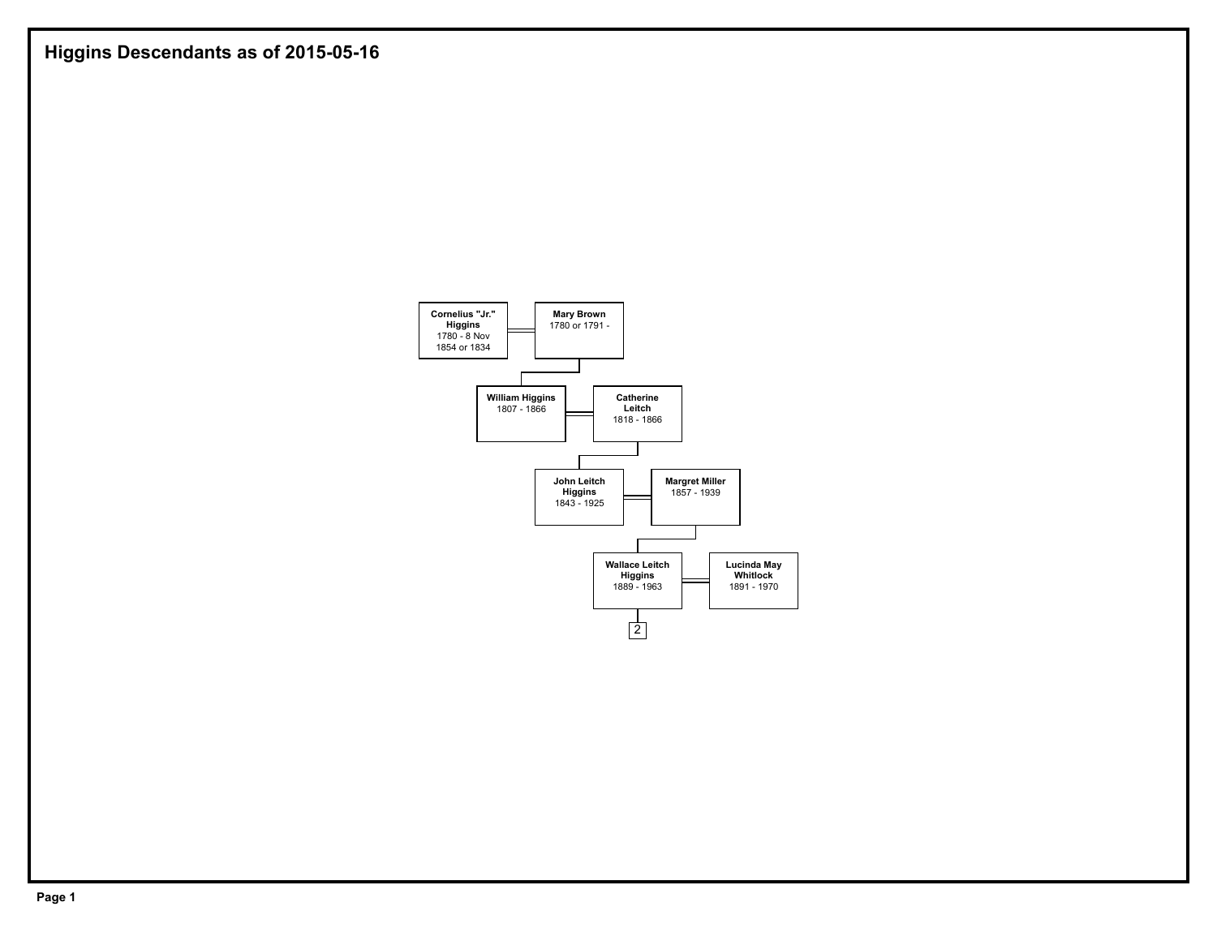# Higgins Descendants as of 2015-05-16

**Cornelius "Jr." Higgins**
1780 - 8 Nov 1854 or 1834

**Mary Brown**
1780 or 1791 -

**William Higgins**
1807 - 1866

**Catherine Leitch**
1818 - 1866

**John Leitch Higgins**
1843 - 1925

**Margret Miller**
1857 - 1939

**Wallace Leitch Higgins**
1889 - 1963

**Lucinda May Whitlock**
1891 - 1970

2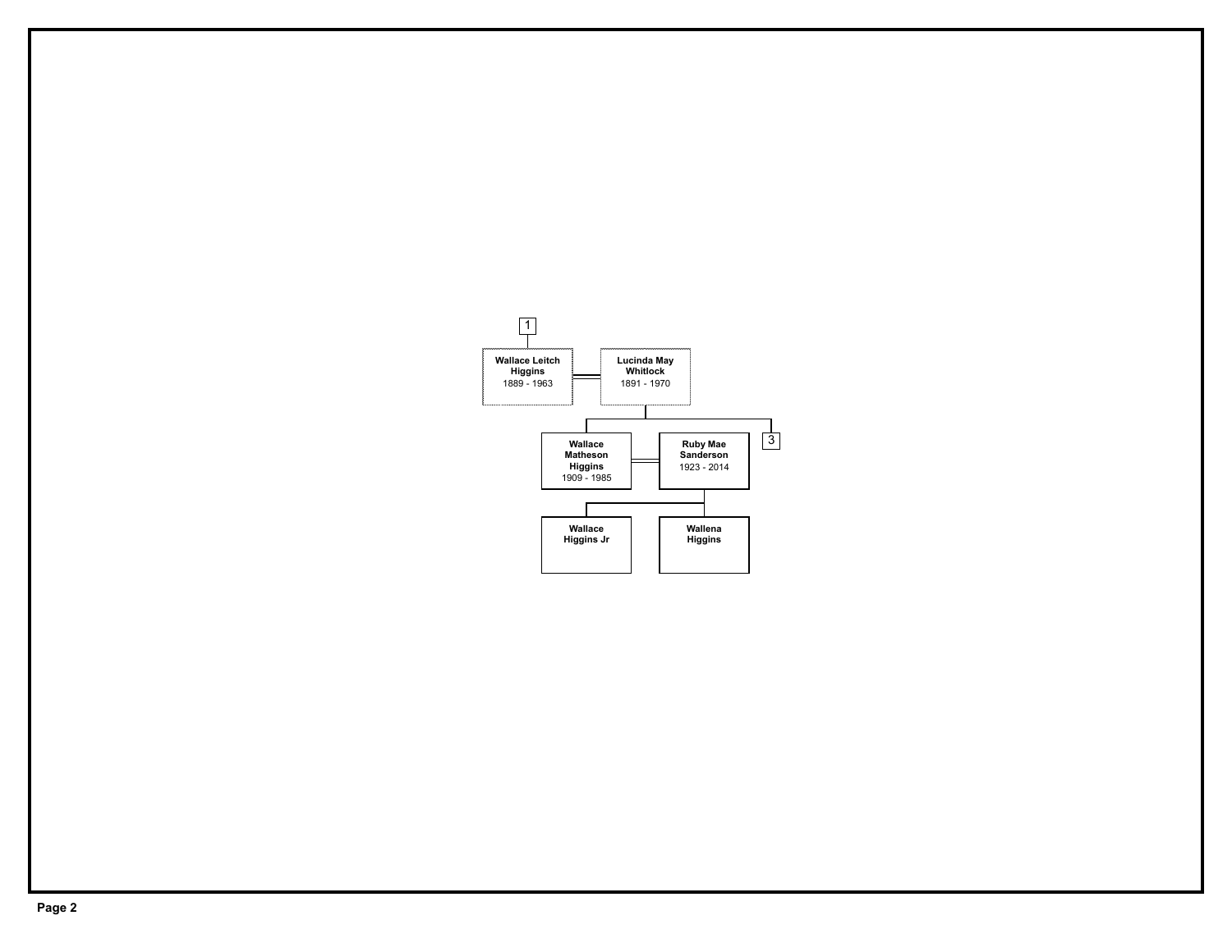[1]

**Wallace Leitch Higgins**
1889 - 1963

=

**Lucinda May Whitlock**
1891 - 1970

Children:

- **Wallace Matheson Higgins**
  1909 - 1985

  =

  **Ruby Mae Sanderson**
  1923 - 2014

  Children:

  - **Wallace Higgins Jr**
  - **Wallena Higgins**

- [3]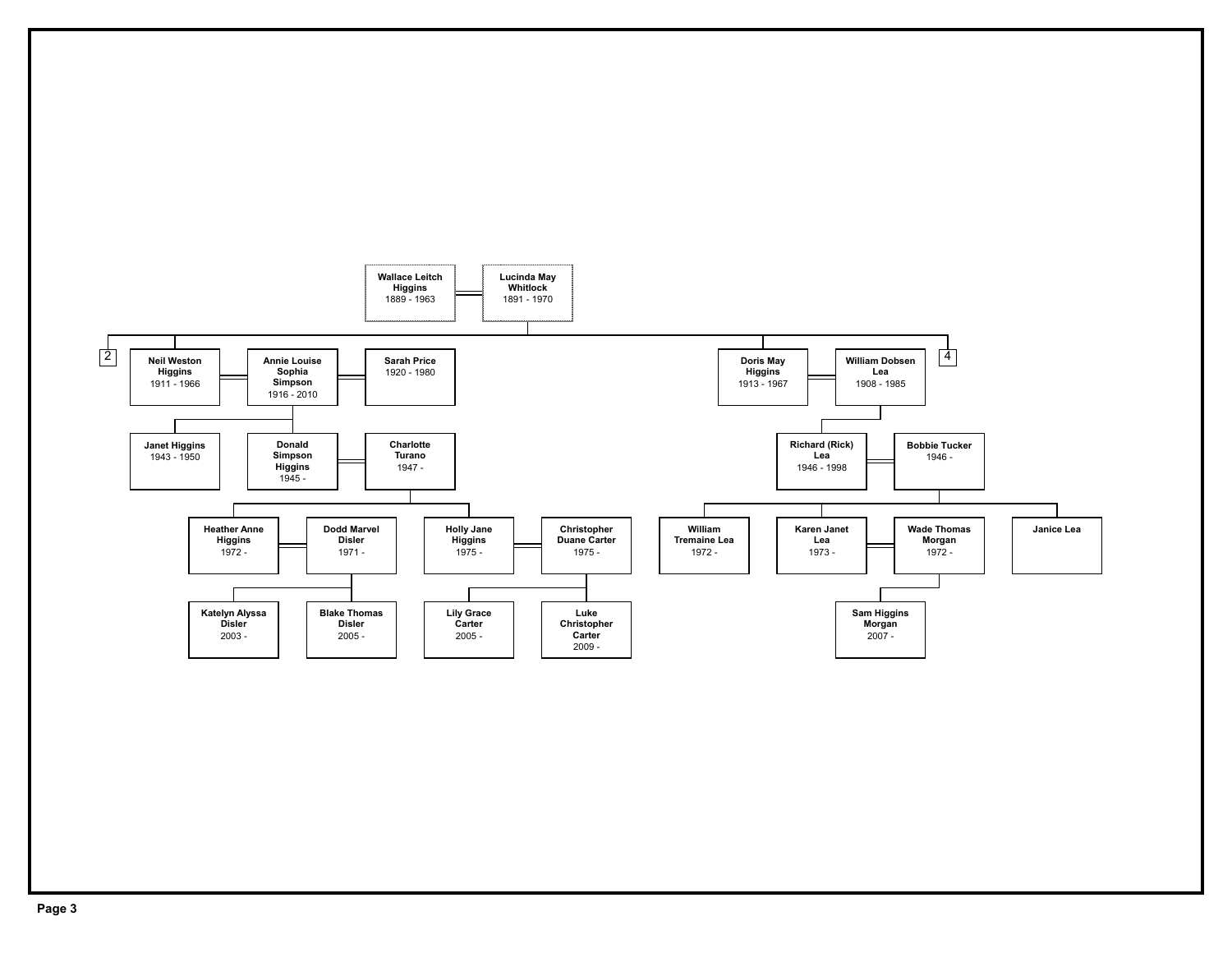**Wallace Leitch Higgins** 1889 - 1963 = **Lucinda May Whitlock** 1891 - 1970

Children:

- [2]
- **Neil Weston Higgins** 1911 - 1966 = **Annie Louise Sophia Simpson** 1916 - 2010 = **Sarah Price** 1920 - 1980
  - **Janet Higgins** 1943 - 1950
  - **Donald Simpson Higgins** 1945 - = **Charlotte Turano** 1947 -
    - **Heather Anne Higgins** 1972 - = **Dodd Marvel Disler** 1971 -
      - **Katelyn Alyssa Disler** 2003 -
      - **Blake Thomas Disler** 2005 -
    - **Holly Jane Higgins** 1975 - = **Christopher Duane Carter** 1975 -
      - **Lily Grace Carter** 2005 -
      - **Luke Christopher Carter** 2009 -
- **Doris May Higgins** 1913 - 1967 = **William Dobsen Lea** 1908 - 1985
  - **Richard (Rick) Lea** 1946 - 1998 = **Bobbie Tucker** 1946 -
    - **William Tremaine Lea** 1972 -
    - **Karen Janet Lea** 1973 - = **Wade Thomas Morgan** 1972 -
      - **Sam Higgins Morgan** 2007 -
    - **Janice Lea**
- [4]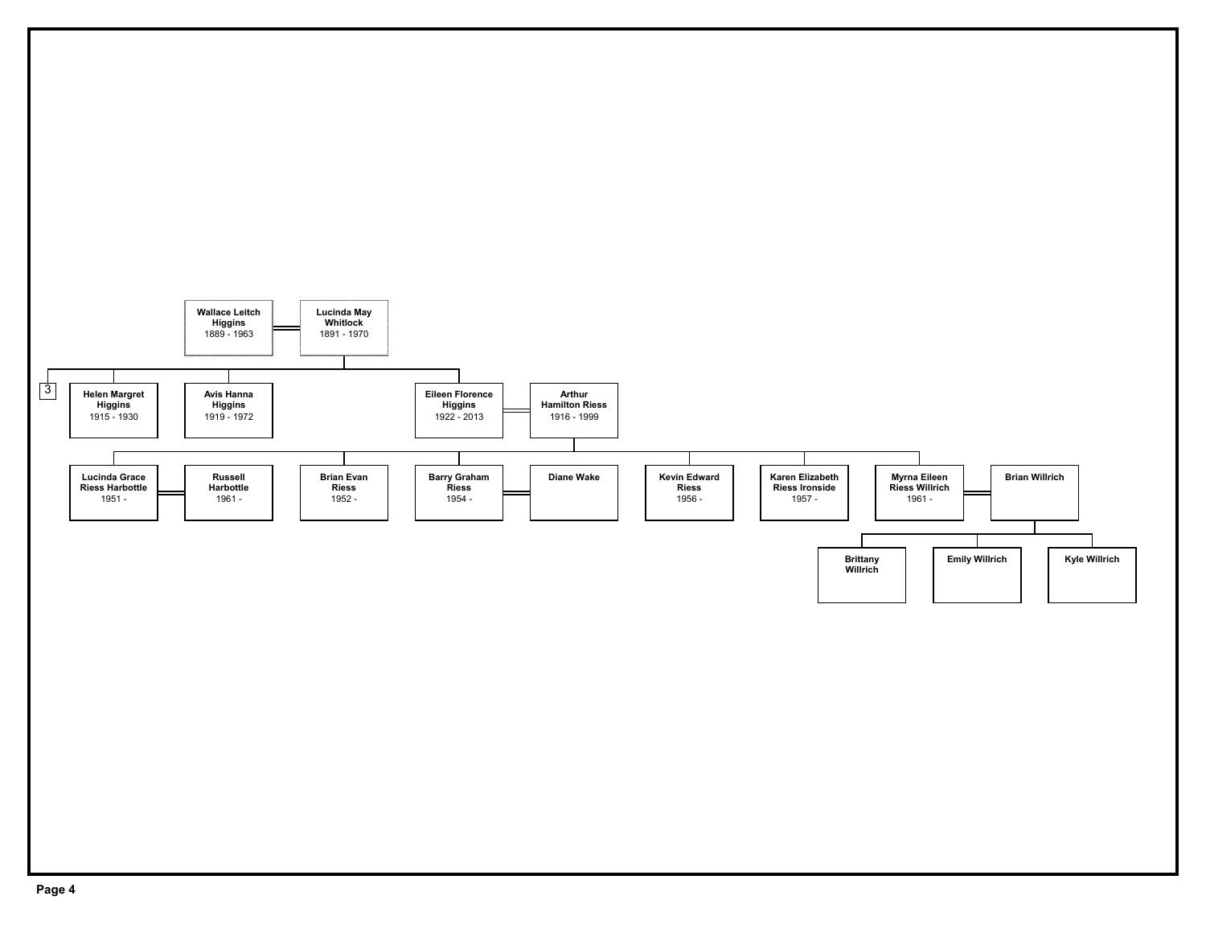Wallace Leitch Higgins
1889 - 1963

Lucinda May Whitlock
1891 - 1970

3

Helen Margret Higgins
1915 - 1930

Avis Hanna Higgins
1919 - 1972

Eileen Florence Higgins
1922 - 2013

Arthur Hamilton Riess
1916 - 1999

Lucinda Grace Riess Harbottle
1951 -

Russell Harbottle
1961 -

Brian Evan Riess
1952 -

Barry Graham Riess
1954 -

Diane Wake

Kevin Edward Riess
1956 -

Karen Elizabeth Riess Ironside
1957 -

Myrna Eileen Riess Willrich
1961 -

Brian Willrich

Brittany Willrich

Emily Willrich

Kyle Willrich